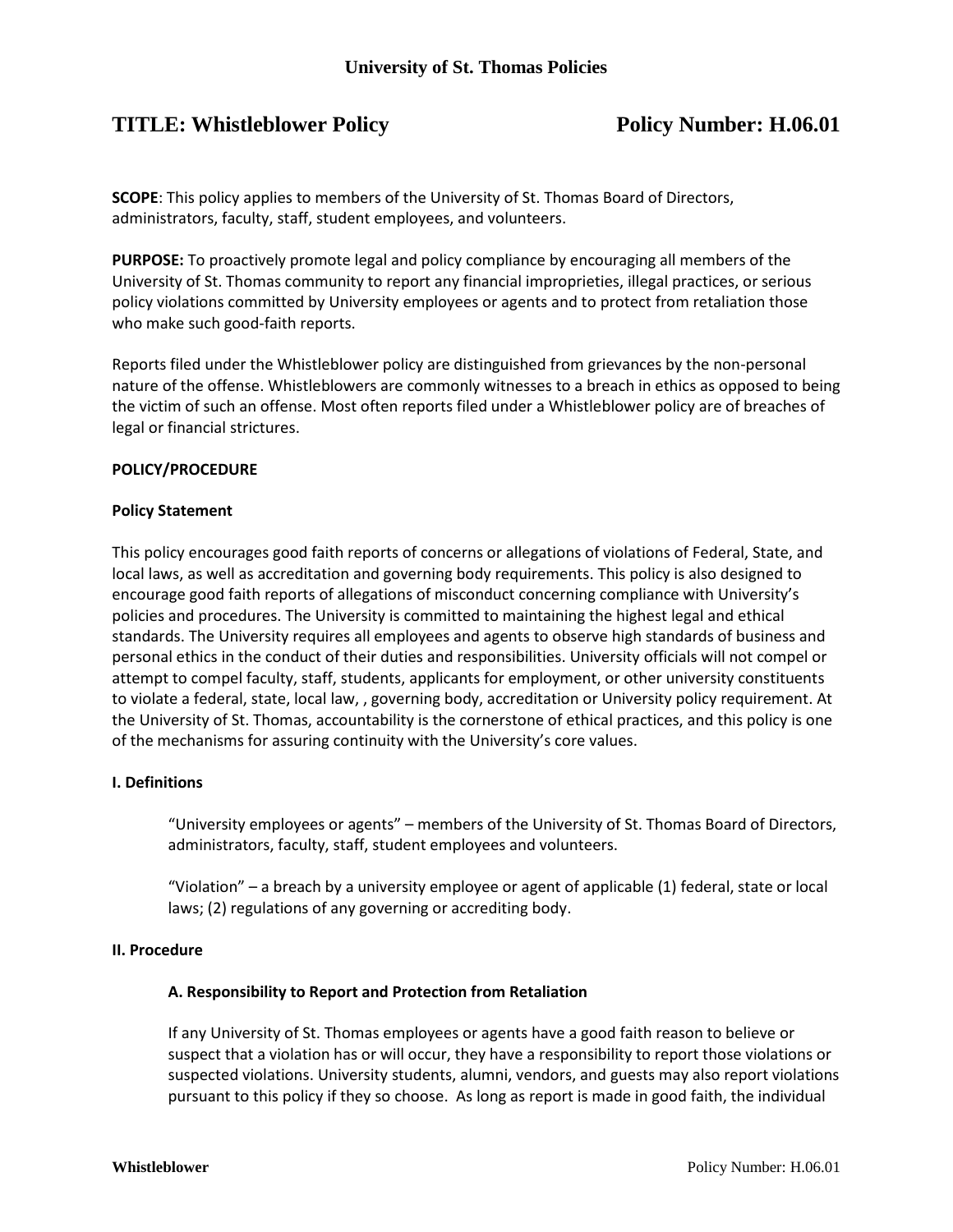# University of St. Thomas Policies

## TITLE: Whistleblower Policy — Policy Number: H.06.01

**SCOPE**: This policy applies to members of the University of St. Thomas Board of Directors, administrators, faculty, staff, student employees, and volunteers.

**PURPOSE:** To proactively promote legal and policy compliance by encouraging all members of the University of St. Thomas community to report any financial improprieties, illegal practices, or serious policy violations committed by University employees or agents and to protect from retaliation those who make such good-faith reports.

Reports filed under the Whistleblower policy are distinguished from grievances by the non-personal nature of the offense. Whistleblowers are commonly witnesses to a breach in ethics as opposed to being the victim of such an offense. Most often reports filed under a Whistleblower policy are of breaches of legal or financial strictures.

**POLICY/PROCEDURE**

**Policy Statement**

This policy encourages good faith reports of concerns or allegations of violations of Federal, State, and local laws, as well as accreditation and governing body requirements. This policy is also designed to encourage good faith reports of allegations of misconduct concerning compliance with University's policies and procedures. The University is committed to maintaining the highest legal and ethical standards. The University requires all employees and agents to observe high standards of business and personal ethics in the conduct of their duties and responsibilities. University officials will not compel or attempt to compel faculty, staff, students, applicants for employment, or other university constituents to violate a federal, state, local law, , governing body, accreditation or University policy requirement. At the University of St. Thomas, accountability is the cornerstone of ethical practices, and this policy is one of the mechanisms for assuring continuity with the University's core values.

**I. Definitions**

"University employees or agents" – members of the University of St. Thomas Board of Directors, administrators, faculty, staff, student employees and volunteers.

"Violation" – a breach by a university employee or agent of applicable (1) federal, state or local laws; (2) regulations of any governing or accrediting body.

**II. Procedure**

**A. Responsibility to Report and Protection from Retaliation**

If any University of St. Thomas employees or agents have a good faith reason to believe or suspect that a violation has or will occur, they have a responsibility to report those violations or suspected violations. University students, alumni, vendors, and guests may also report violations pursuant to this policy if they so choose. As long as report is made in good faith, the individual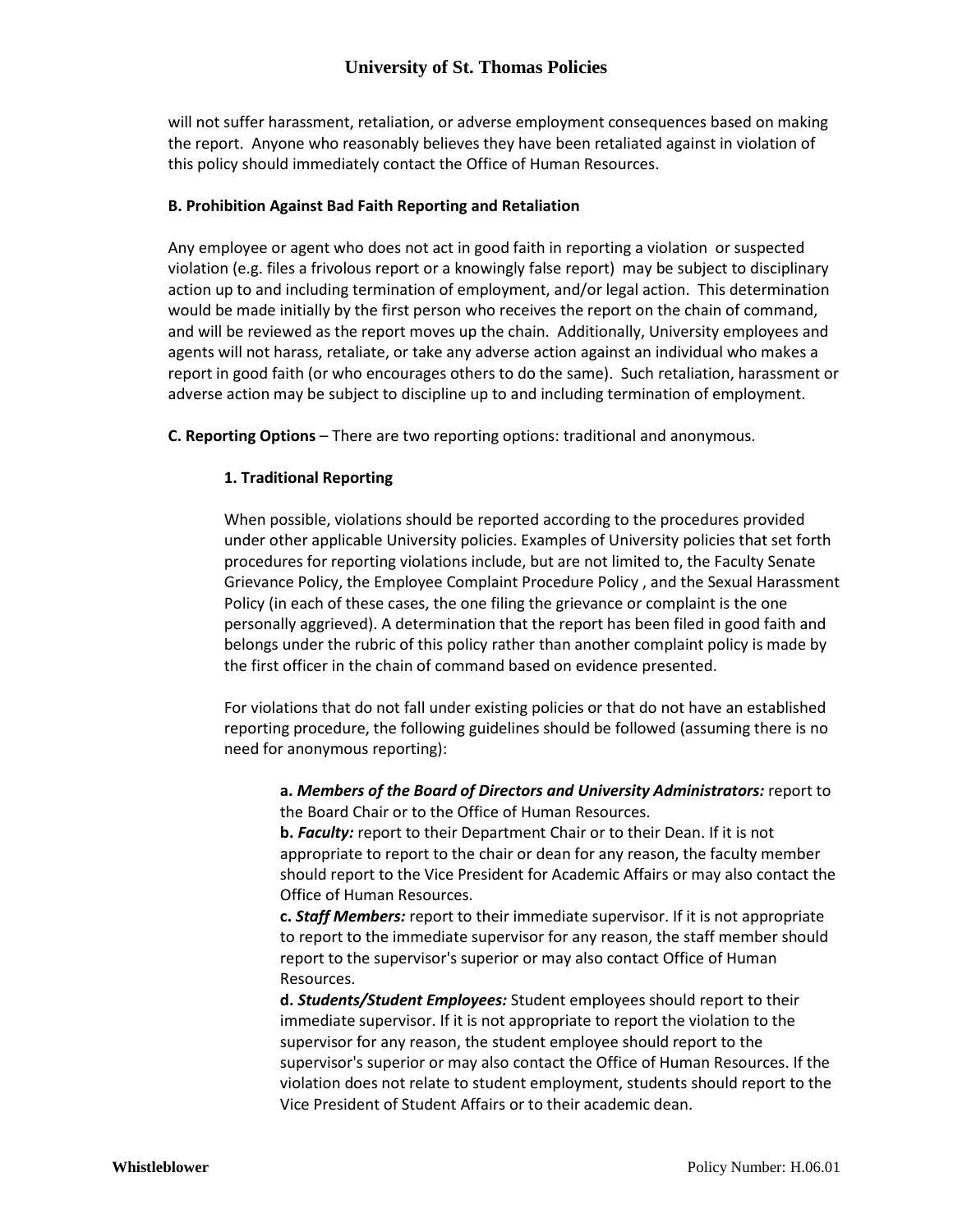will not suffer harassment, retaliation, or adverse employment consequences based on making the report. Anyone who reasonably believes they have been retaliated against in violation of this policy should immediately contact the Office of Human Resources.

**B. Prohibition Against Bad Faith Reporting and Retaliation**

Any employee or agent who does not act in good faith in reporting a violation or suspected violation (e.g. files a frivolous report or a knowingly false report) may be subject to disciplinary action up to and including termination of employment, and/or legal action. This determination would be made initially by the first person who receives the report on the chain of command, and will be reviewed as the report moves up the chain. Additionally, University employees and agents will not harass, retaliate, or take any adverse action against an individual who makes a report in good faith (or who encourages others to do the same). Such retaliation, harassment or adverse action may be subject to discipline up to and including termination of employment.

**C. Reporting Options** – There are two reporting options: traditional and anonymous.

**1. Traditional Reporting**

When possible, violations should be reported according to the procedures provided under other applicable University policies. Examples of University policies that set forth procedures for reporting violations include, but are not limited to, the Faculty Senate Grievance Policy, the Employee Complaint Procedure Policy , and the Sexual Harassment Policy (in each of these cases, the one filing the grievance or complaint is the one personally aggrieved). A determination that the report has been filed in good faith and belongs under the rubric of this policy rather than another complaint policy is made by the first officer in the chain of command based on evidence presented.

For violations that do not fall under existing policies or that do not have an established reporting procedure, the following guidelines should be followed (assuming there is no need for anonymous reporting):

**a.** ***Members of the Board of Directors and University Administrators:*** report to the Board Chair or to the Office of Human Resources.
**b.** ***Faculty:*** report to their Department Chair or to their Dean. If it is not appropriate to report to the chair or dean for any reason, the faculty member should report to the Vice President for Academic Affairs or may also contact the Office of Human Resources.
**c.** ***Staff Members:*** report to their immediate supervisor. If it is not appropriate to report to the immediate supervisor for any reason, the staff member should report to the supervisor's superior or may also contact Office of Human Resources.
**d.** ***Students/Student Employees:*** Student employees should report to their immediate supervisor. If it is not appropriate to report the violation to the supervisor for any reason, the student employee should report to the supervisor's superior or may also contact the Office of Human Resources. If the violation does not relate to student employment, students should report to the Vice President of Student Affairs or to their academic dean.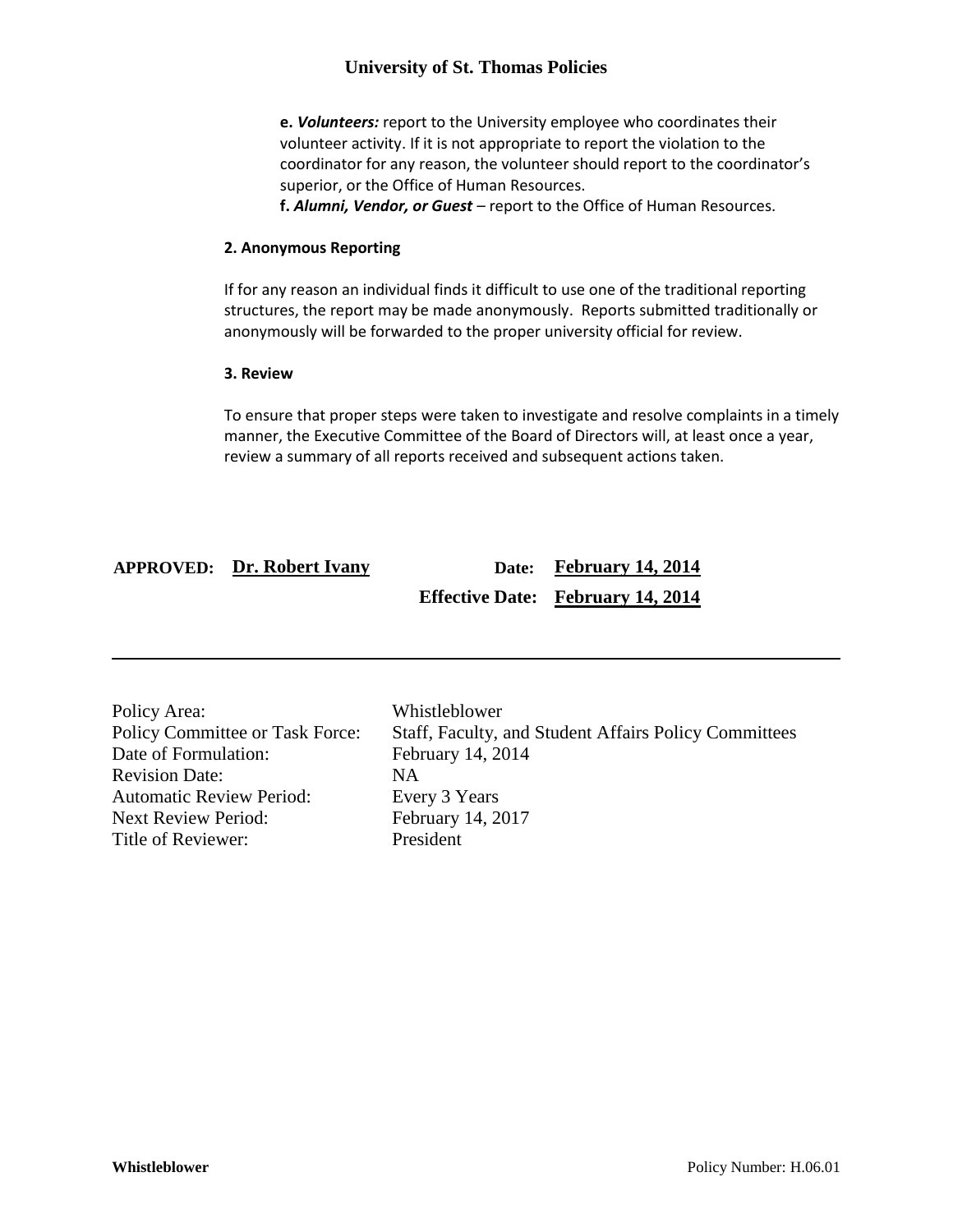**e.** ***Volunteers:*** report to the University employee who coordinates their volunteer activity. If it is not appropriate to report the violation to the coordinator for any reason, the volunteer should report to the coordinator's superior, or the Office of Human Resources.

**f.** ***Alumni, Vendor, or Guest*** – report to the Office of Human Resources.

**2. Anonymous Reporting**

If for any reason an individual finds it difficult to use one of the traditional reporting structures, the report may be made anonymously. Reports submitted traditionally or anonymously will be forwarded to the proper university official for review.

**3. Review**

To ensure that proper steps were taken to investigate and resolve complaints in a timely manner, the Executive Committee of the Board of Directors will, at least once a year, review a summary of all reports received and subsequent actions taken.

**APPROVED:** **Dr. Robert Ivany** **Date:** **February 14, 2014**

**Effective Date:** **February 14, 2014**

---

| | |
|---|---|
| Policy Area: | Whistleblower |
| Policy Committee or Task Force: | Staff, Faculty, and Student Affairs Policy Committees |
| Date of Formulation: | February 14, 2014 |
| Revision Date: | NA |
| Automatic Review Period: | Every 3 Years |
| Next Review Period: | February 14, 2017 |
| Title of Reviewer: | President |